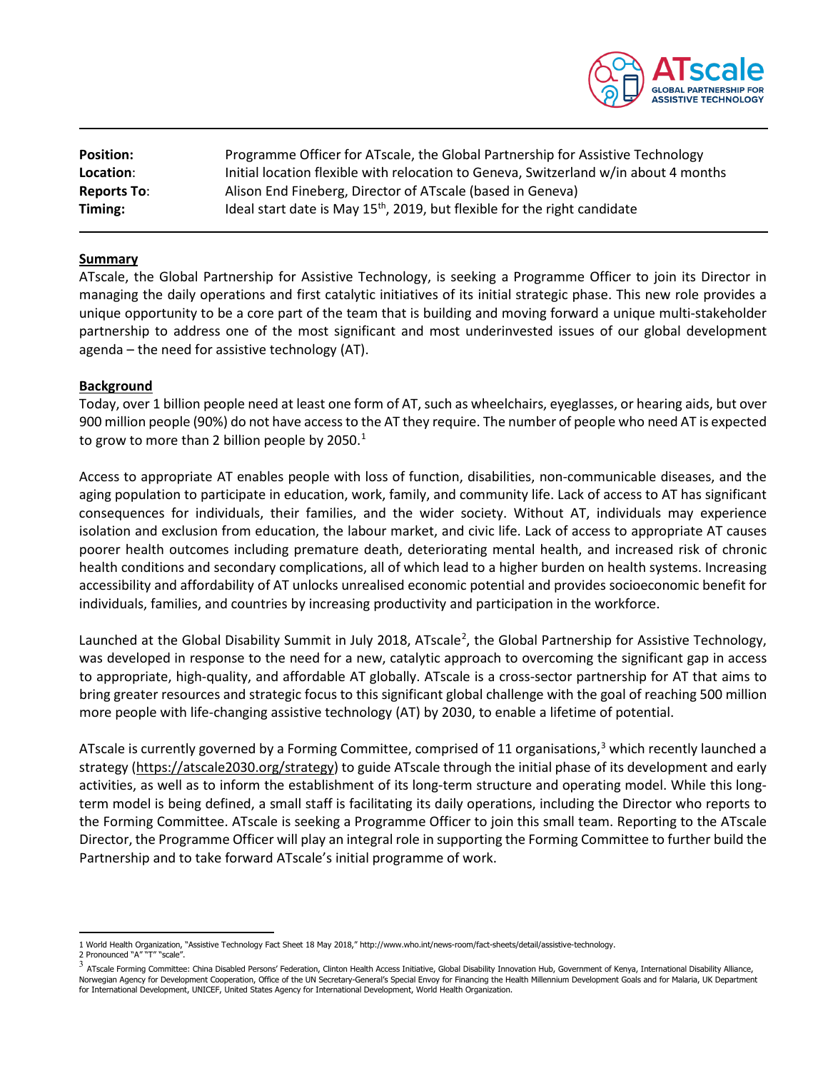| | |
|---|---|
| **Position:** | Programme Officer for ATscale, the Global Partnership for Assistive Technology |
| **Location:** | Initial location flexible with relocation to Geneva, Switzerland w/in about 4 months |
| **Reports To:** | Alison End Fineberg, Director of ATscale (based in Geneva) |
| **Timing:** | Ideal start date is May 15th, 2019, but flexible for the right candidate |

## Summary

ATscale, the Global Partnership for Assistive Technology, is seeking a Programme Officer to join its Director in managing the daily operations and first catalytic initiatives of its initial strategic phase. This new role provides a unique opportunity to be a core part of the team that is building and moving forward a unique multi-stakeholder partnership to address one of the most significant and most underinvested issues of our global development agenda – the need for assistive technology (AT).

## Background

Today, over 1 billion people need at least one form of AT, such as wheelchairs, eyeglasses, or hearing aids, but over 900 million people (90%) do not have access to the AT they require. The number of people who need AT is expected to grow to more than 2 billion people by 2050.[1]

Access to appropriate AT enables people with loss of function, disabilities, non-communicable diseases, and the aging population to participate in education, work, family, and community life. Lack of access to AT has significant consequences for individuals, their families, and the wider society. Without AT, individuals may experience isolation and exclusion from education, the labour market, and civic life. Lack of access to appropriate AT causes poorer health outcomes including premature death, deteriorating mental health, and increased risk of chronic health conditions and secondary complications, all of which lead to a higher burden on health systems. Increasing accessibility and affordability of AT unlocks unrealised economic potential and provides socioeconomic benefit for individuals, families, and countries by increasing productivity and participation in the workforce.

Launched at the Global Disability Summit in July 2018, ATscale[2], the Global Partnership for Assistive Technology, was developed in response to the need for a new, catalytic approach to overcoming the significant gap in access to appropriate, high-quality, and affordable AT globally. ATscale is a cross-sector partnership for AT that aims to bring greater resources and strategic focus to this significant global challenge with the goal of reaching 500 million more people with life-changing assistive technology (AT) by 2030, to enable a lifetime of potential.

ATscale is currently governed by a Forming Committee, comprised of 11 organisations,[3] which recently launched a strategy (https://atscale2030.org/strategy) to guide ATscale through the initial phase of its development and early activities, as well as to inform the establishment of its long-term structure and operating model. While this long-term model is being defined, a small staff is facilitating its daily operations, including the Director who reports to the Forming Committee. ATscale is seeking a Programme Officer to join this small team. Reporting to the ATscale Director, the Programme Officer will play an integral role in supporting the Forming Committee to further build the Partnership and to take forward ATscale's initial programme of work.

---

1 World Health Organization, "Assistive Technology Fact Sheet 18 May 2018," http://www.who.int/news-room/fact-sheets/detail/assistive-technology.

2 Pronounced "A" "T" "scale".

3 ATscale Forming Committee: China Disabled Persons' Federation, Clinton Health Access Initiative, Global Disability Innovation Hub, Government of Kenya, International Disability Alliance, Norwegian Agency for Development Cooperation, Office of the UN Secretary-General's Special Envoy for Financing the Health Millennium Development Goals and for Malaria, UK Department for International Development, UNICEF, United States Agency for International Development, World Health Organization.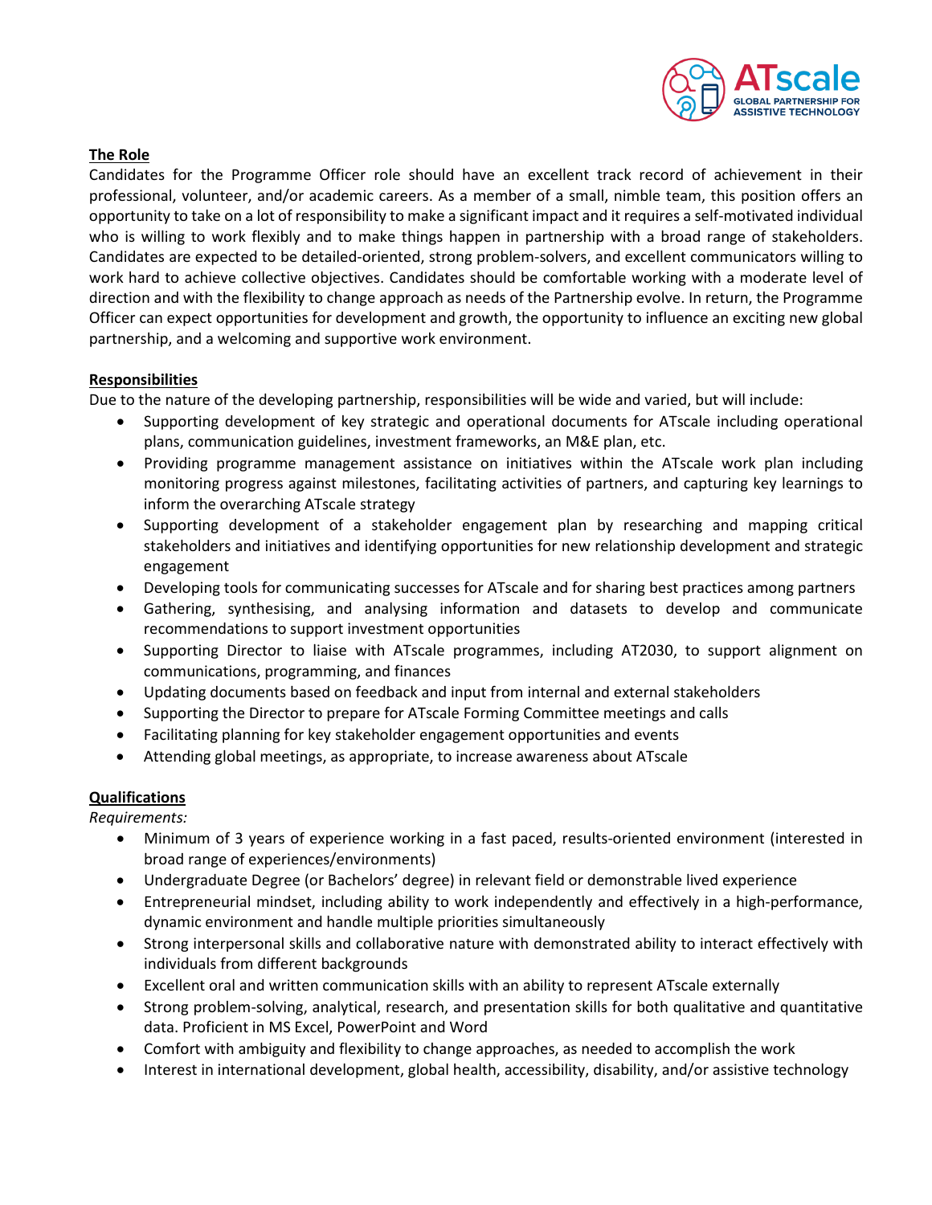## The Role

Candidates for the Programme Officer role should have an excellent track record of achievement in their professional, volunteer, and/or academic careers. As a member of a small, nimble team, this position offers an opportunity to take on a lot of responsibility to make a significant impact and it requires a self-motivated individual who is willing to work flexibly and to make things happen in partnership with a broad range of stakeholders. Candidates are expected to be detailed-oriented, strong problem-solvers, and excellent communicators willing to work hard to achieve collective objectives. Candidates should be comfortable working with a moderate level of direction and with the flexibility to change approach as needs of the Partnership evolve. In return, the Programme Officer can expect opportunities for development and growth, the opportunity to influence an exciting new global partnership, and a welcoming and supportive work environment.

## Responsibilities

Due to the nature of the developing partnership, responsibilities will be wide and varied, but will include:

- Supporting development of key strategic and operational documents for ATscale including operational plans, communication guidelines, investment frameworks, an M&E plan, etc.
- Providing programme management assistance on initiatives within the ATscale work plan including monitoring progress against milestones, facilitating activities of partners, and capturing key learnings to inform the overarching ATscale strategy
- Supporting development of a stakeholder engagement plan by researching and mapping critical stakeholders and initiatives and identifying opportunities for new relationship development and strategic engagement
- Developing tools for communicating successes for ATscale and for sharing best practices among partners
- Gathering, synthesising, and analysing information and datasets to develop and communicate recommendations to support investment opportunities
- Supporting Director to liaise with ATscale programmes, including AT2030, to support alignment on communications, programming, and finances
- Updating documents based on feedback and input from internal and external stakeholders
- Supporting the Director to prepare for ATscale Forming Committee meetings and calls
- Facilitating planning for key stakeholder engagement opportunities and events
- Attending global meetings, as appropriate, to increase awareness about ATscale

## Qualifications

*Requirements:*

- Minimum of 3 years of experience working in a fast paced, results-oriented environment (interested in broad range of experiences/environments)
- Undergraduate Degree (or Bachelors' degree) in relevant field or demonstrable lived experience
- Entrepreneurial mindset, including ability to work independently and effectively in a high-performance, dynamic environment and handle multiple priorities simultaneously
- Strong interpersonal skills and collaborative nature with demonstrated ability to interact effectively with individuals from different backgrounds
- Excellent oral and written communication skills with an ability to represent ATscale externally
- Strong problem-solving, analytical, research, and presentation skills for both qualitative and quantitative data. Proficient in MS Excel, PowerPoint and Word
- Comfort with ambiguity and flexibility to change approaches, as needed to accomplish the work
- Interest in international development, global health, accessibility, disability, and/or assistive technology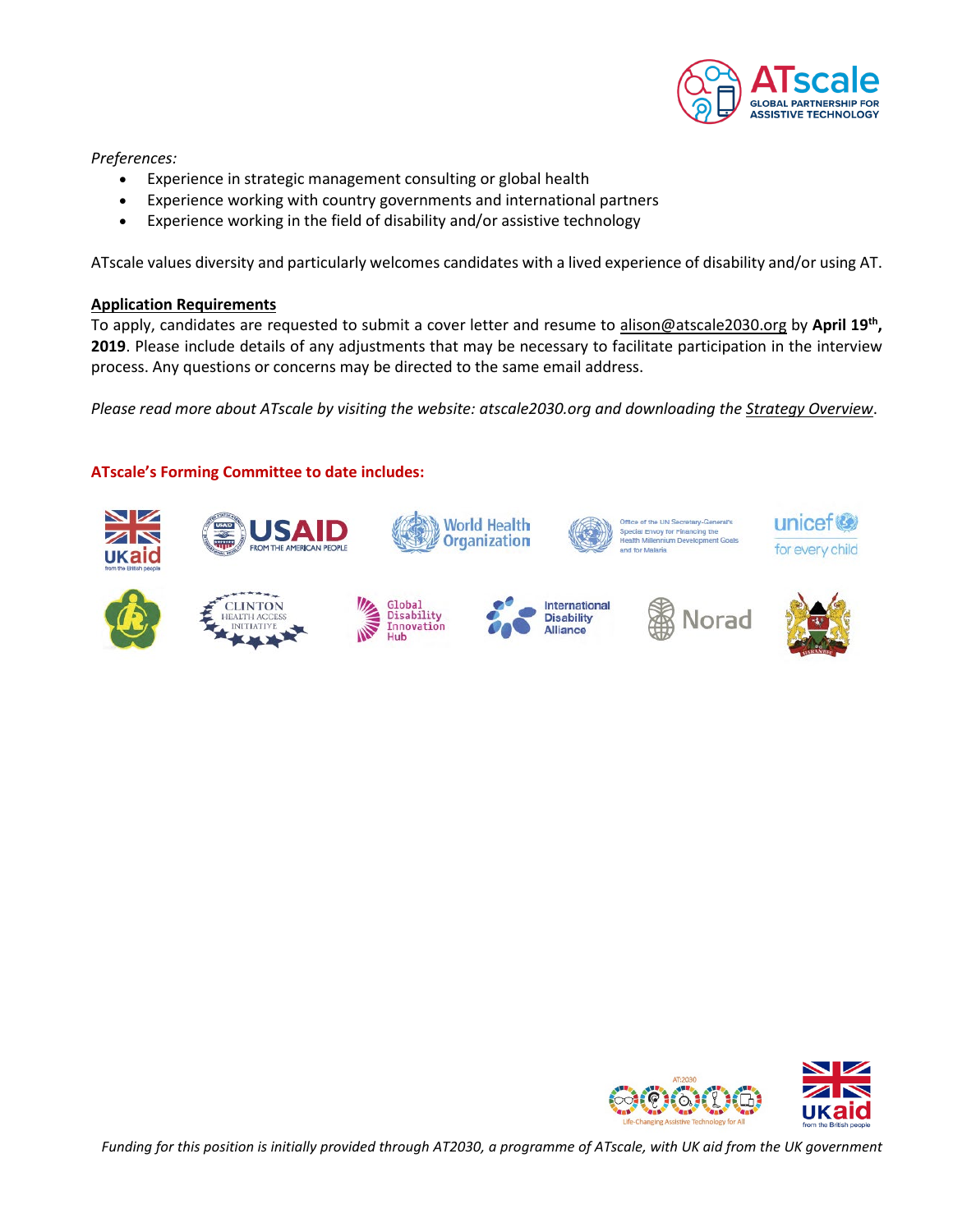*Preferences:*

- Experience in strategic management consulting or global health
- Experience working with country governments and international partners
- Experience working in the field of disability and/or assistive technology

ATscale values diversity and particularly welcomes candidates with a lived experience of disability and/or using AT.

**Application Requirements**

To apply, candidates are requested to submit a cover letter and resume to alison@atscale2030.org by **April 19th, 2019**. Please include details of any adjustments that may be necessary to facilitate participation in the interview process. Any questions or concerns may be directed to the same email address.

*Please read more about ATscale by visiting the website: atscale2030.org and downloading the Strategy Overview.*

**ATscale's Forming Committee to date includes:**

*Funding for this position is initially provided through AT2030, a programme of ATscale, with UK aid from the UK government*